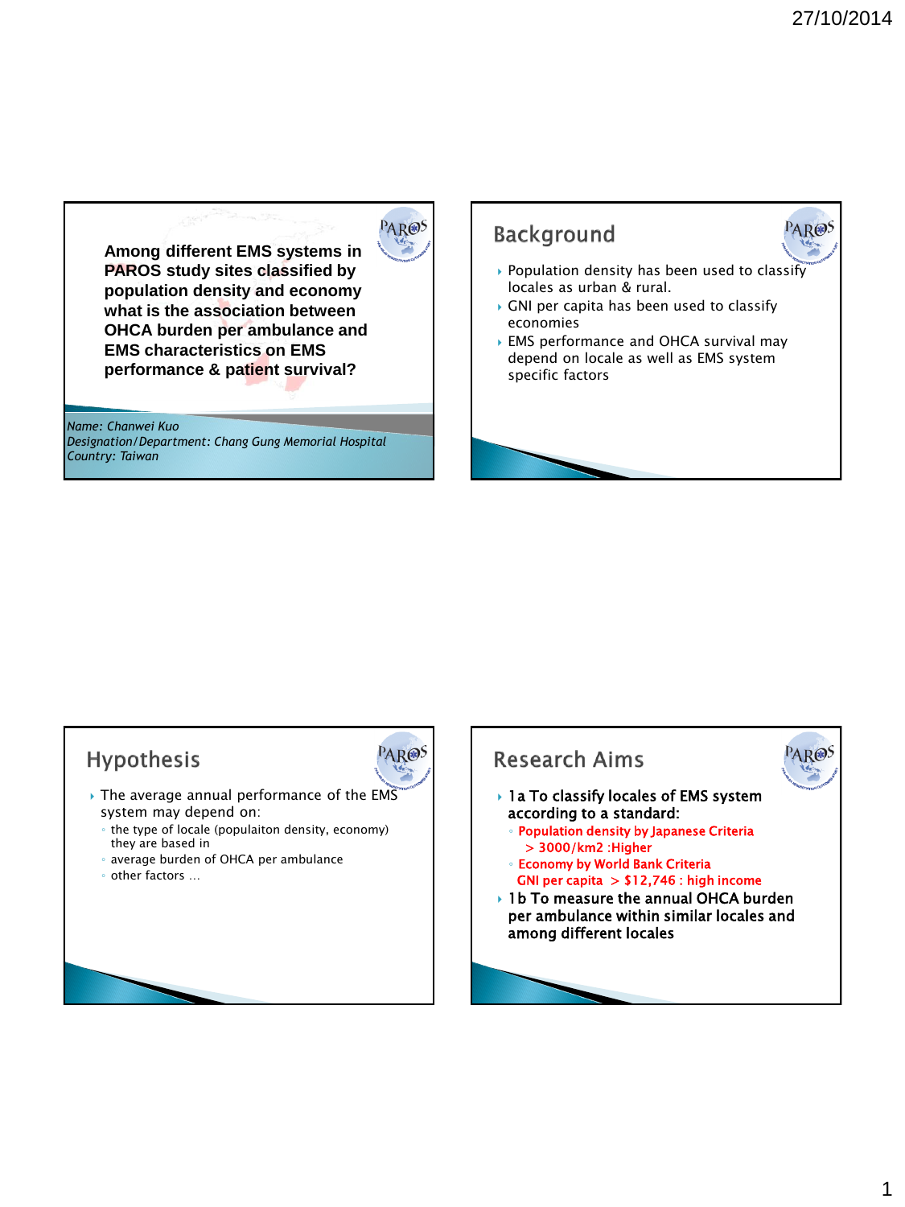**Among different EMS systems in PAROS study sites classified by population density and economy what is the association between OHCA burden per ambulance and EMS characteristics on EMS performance & patient survival?**

*Name: Chanwei Kuo*
*Designation/Department: Chang Gung Memorial Hospital*
*Country: Taiwan*

## Background

- Population density has been used to classify locales as urban & rural.
- GNI per capita has been used to classify economies
- EMS performance and OHCA survival may depend on locale as well as EMS system specific factors

## Hypothesis

- The average annual performance of the EMS system may depend on:
  - the type of locale (populaiton density, economy) they are based in
  - average burden of OHCA per ambulance
  - other factors …

## Research Aims

- **1a To classify locales of EMS system according to a standard:**
  - **Population density by Japanese Criteria**
    **> 3000/km2 :Higher**
  - **Economy by World Bank Criteria**
    **GNI per capita > $12,746 : high income**
- **1b To measure the annual OHCA burden per ambulance within similar locales and among different locales**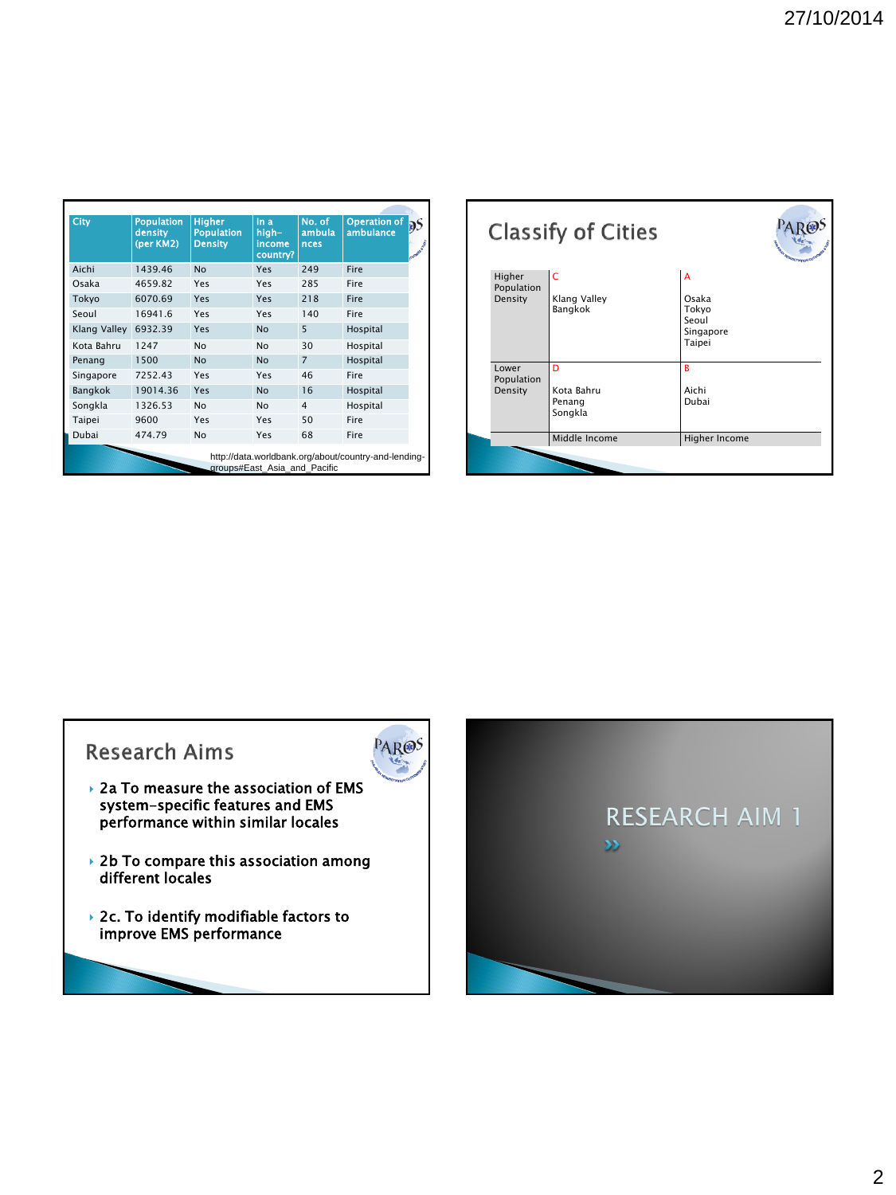| City | Population density (per KM2) | Higher Population Density | In a high-income country? | No. of ambulances | Operation of ambulance |
| --- | --- | --- | --- | --- | --- |
| Aichi | 1439.46 | No | Yes | 249 | Fire |
| Osaka | 4659.82 | Yes | Yes | 285 | Fire |
| Tokyo | 6070.69 | Yes | Yes | 218 | Fire |
| Seoul | 16941.6 | Yes | Yes | 140 | Fire |
| Klang Valley | 6932.39 | Yes | No | 5 | Hospital |
| Kota Bahru | 1247 | No | No | 30 | Hospital |
| Penang | 1500 | No | No | 7 | Hospital |
| Singapore | 7252.43 | Yes | Yes | 46 | Fire |
| Bangkok | 19014.36 | Yes | No | 16 | Hospital |
| Songkla | 1326.53 | No | No | 4 | Hospital |
| Taipei | 9600 | Yes | Yes | 50 | Fire |
| Dubai | 474.79 | No | Yes | 68 | Fire |

http://data.worldbank.org/about/country-and-lending-groups#East_Asia_and_Pacific

## Classify of Cities

| | Middle Income | Higher Income |
| --- | --- | --- |
| Higher Population Density | C<br>Klang Valley<br>Bangkok | A<br>Osaka<br>Tokyo<br>Seoul<br>Singapore<br>Taipei |
| Lower Population Density | D<br>Kota Bahru<br>Penang<br>Songkla | B<br>Aichi<br>Dubai |

## Research Aims

- 2a To measure the association of EMS system-specific features and EMS performance within similar locales
- 2b To compare this association among different locales
- 2c. To identify modifiable factors to improve EMS performance

## RESEARCH AIM 1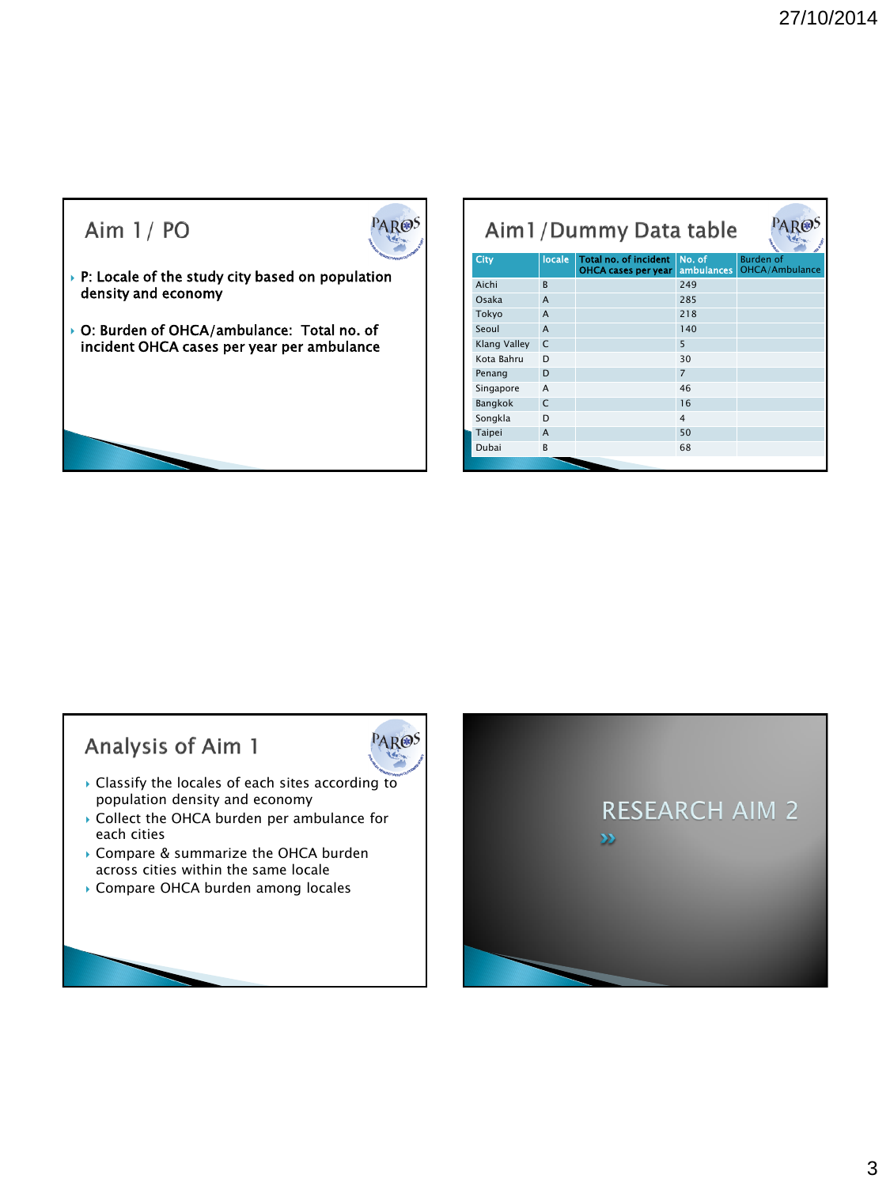## Aim 1 / PO

- **P: Locale of the study city based on population density and economy**
- **O: Burden of OHCA/ambulance: Total no. of incident OHCA cases per year per ambulance**

## Aim1 /Dummy Data table

| City | locale | Total no. of incident OHCA cases per year | No. of ambulances | Burden of OHCA/Ambulance |
|---|---|---|---|---|
| Aichi | B | | 249 | |
| Osaka | A | | 285 | |
| Tokyo | A | | 218 | |
| Seoul | A | | 140 | |
| Klang Valley | C | | 5 | |
| Kota Bahru | D | | 30 | |
| Penang | D | | 7 | |
| Singapore | A | | 46 | |
| Bangkok | C | | 16 | |
| Songkla | D | | 4 | |
| Taipei | A | | 50 | |
| Dubai | B | | 68 | |

## Analysis of Aim 1

- Classify the locales of each sites according to population density and economy
- Collect the OHCA burden per ambulance for each cities
- Compare & summarize the OHCA burden across cities within the same locale
- Compare OHCA burden among locales

# RESEARCH AIM 2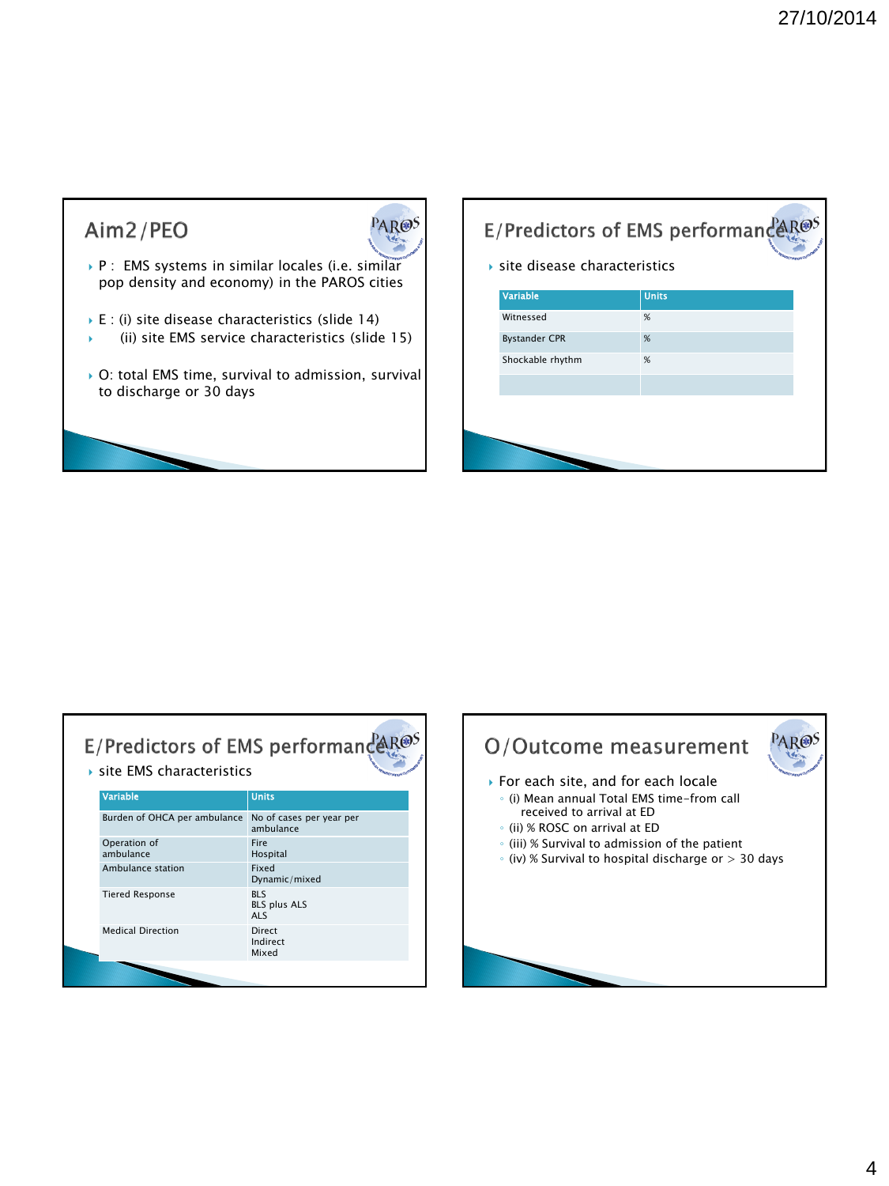## Aim2/PEO

- P : EMS systems in similar locales (i.e. similar pop density and economy) in the PAROS cities
- E : (i) site disease characteristics (slide 14)
- (ii) site EMS service characteristics (slide 15)
- O: total EMS time, survival to admission, survival to discharge or 30 days

## E/Predictors of EMS performance

- site disease characteristics

| Variable | Units |
| --- | --- |
| Witnessed | % |
| Bystander CPR | % |
| Shockable rhythm | % |
| | |

## E/Predictors of EMS performance

- site EMS characteristics

| Variable | Units |
| --- | --- |
| Burden of OHCA per ambulance | No of cases per year per ambulance |
| Operation of ambulance | Fire<br>Hospital |
| Ambulance station | Fixed<br>Dynamic/mixed |
| Tiered Response | BLS<br>BLS plus ALS<br>ALS |
| Medical Direction | Direct<br>Indirect<br>Mixed |

## O/Outcome measurement

- For each site, and for each locale
  - (i) Mean annual Total EMS time-from call received to arrival at ED
  - (ii) % ROSC on arrival at ED
  - (iii) % Survival to admission of the patient
  - (iv) % Survival to hospital discharge or > 30 days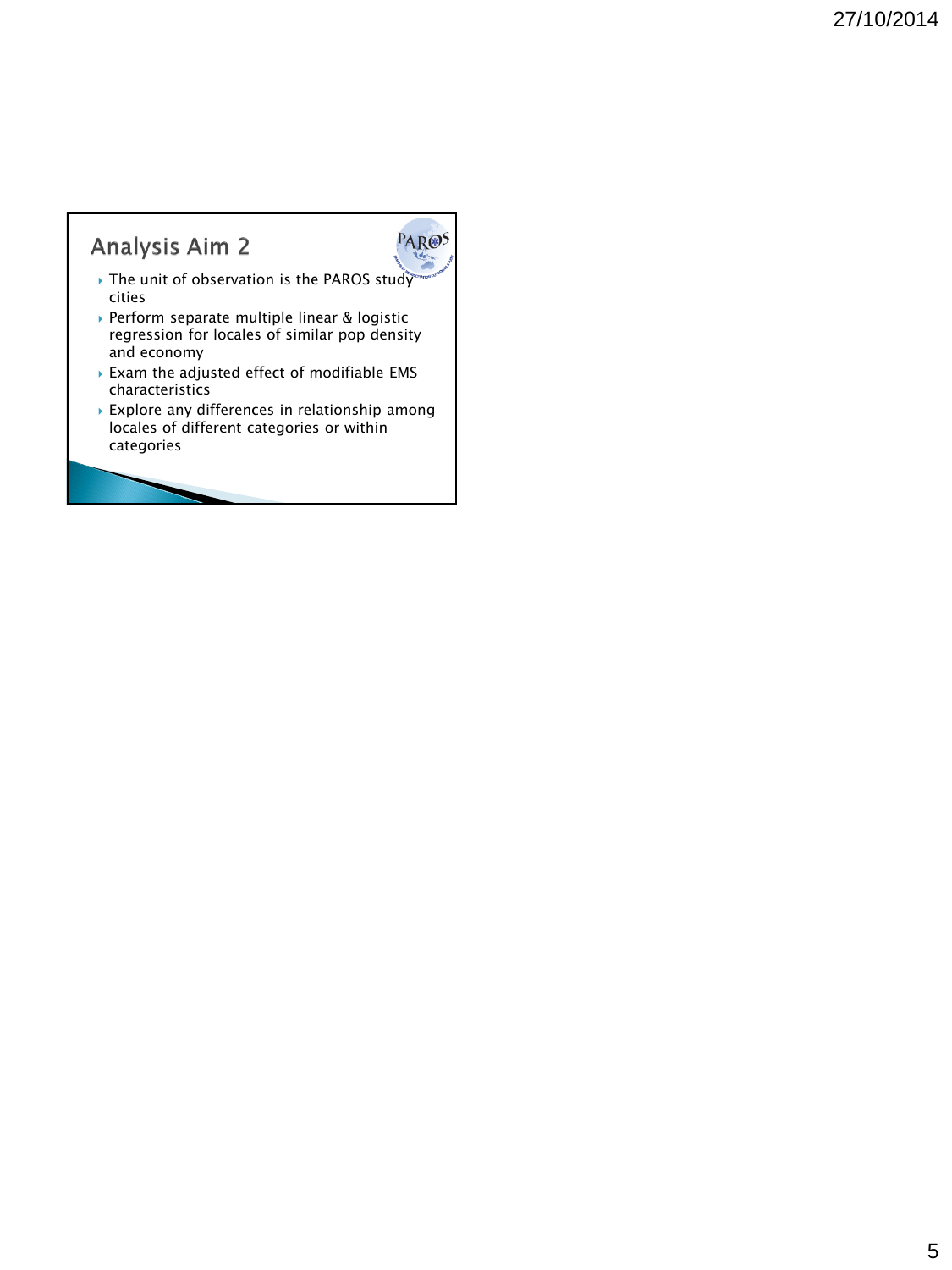## Analysis Aim 2

- The unit of observation is the PAROS study cities
- Perform separate multiple linear & logistic regression for locales of similar pop density and economy
- Exam the adjusted effect of modifiable EMS characteristics
- Explore any differences in relationship among locales of different categories or within categories